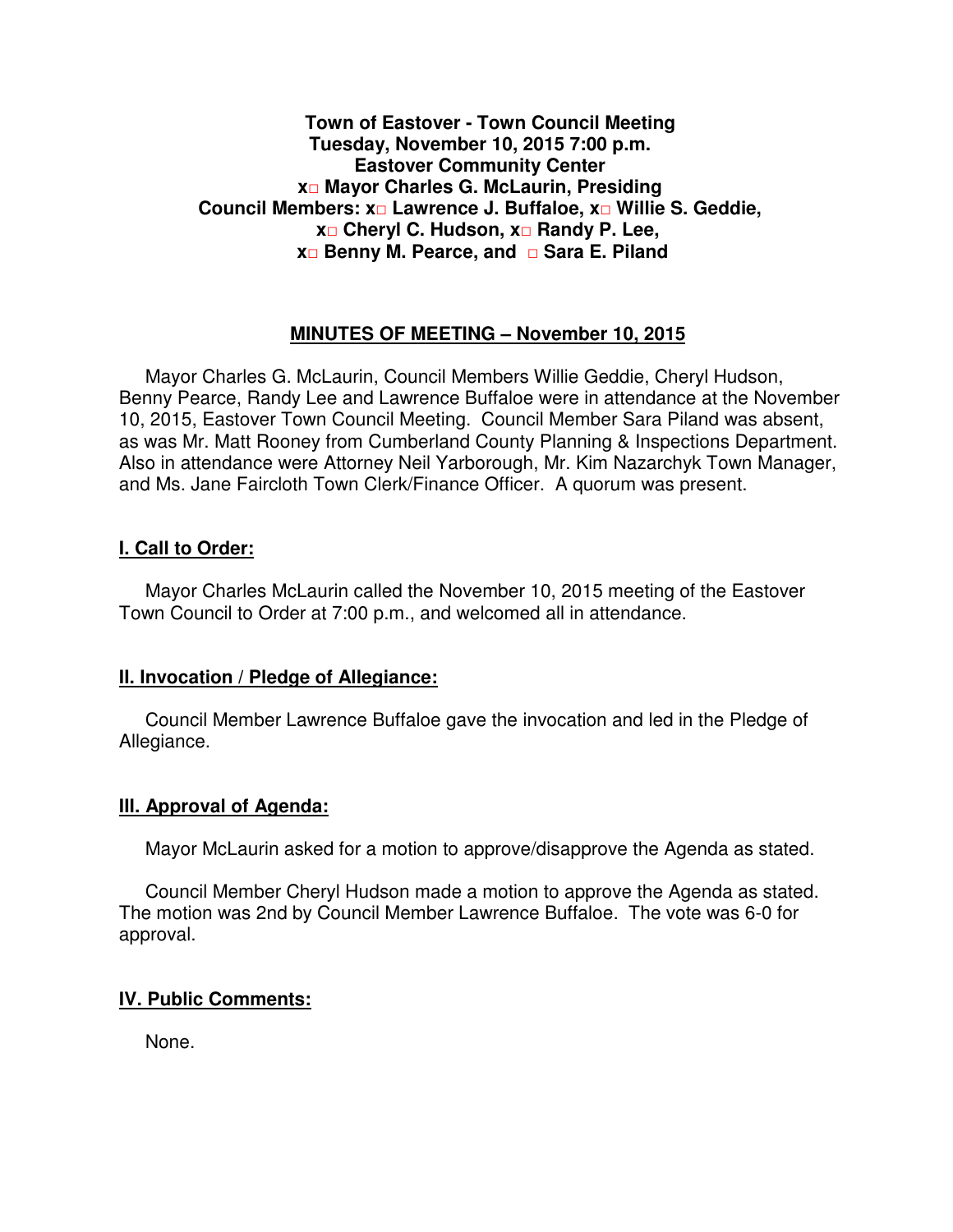**Town of Eastover - Town Council Meeting**
**Tuesday, November 10, 2015 7:00 p.m.**
**Eastover Community Center**
**x□ Mayor Charles G. McLaurin, Presiding**
**Council Members: x□ Lawrence J. Buffaloe, x□ Willie S. Geddie,**
**x□ Cheryl C. Hudson, x□ Randy P. Lee,**
**x□ Benny M. Pearce, and □ Sara E. Piland**

## MINUTES OF MEETING – November 10, 2015

Mayor Charles G. McLaurin, Council Members Willie Geddie, Cheryl Hudson, Benny Pearce, Randy Lee and Lawrence Buffaloe were in attendance at the November 10, 2015, Eastover Town Council Meeting. Council Member Sara Piland was absent, as was Mr. Matt Rooney from Cumberland County Planning & Inspections Department. Also in attendance were Attorney Neil Yarborough, Mr. Kim Nazarchyk Town Manager, and Ms. Jane Faircloth Town Clerk/Finance Officer. A quorum was present.

### I. Call to Order:

Mayor Charles McLaurin called the November 10, 2015 meeting of the Eastover Town Council to Order at 7:00 p.m., and welcomed all in attendance.

### II. Invocation / Pledge of Allegiance:

Council Member Lawrence Buffaloe gave the invocation and led in the Pledge of Allegiance.

### III. Approval of Agenda:

Mayor McLaurin asked for a motion to approve/disapprove the Agenda as stated.

Council Member Cheryl Hudson made a motion to approve the Agenda as stated. The motion was 2nd by Council Member Lawrence Buffaloe. The vote was 6-0 for approval.

### IV. Public Comments:

None.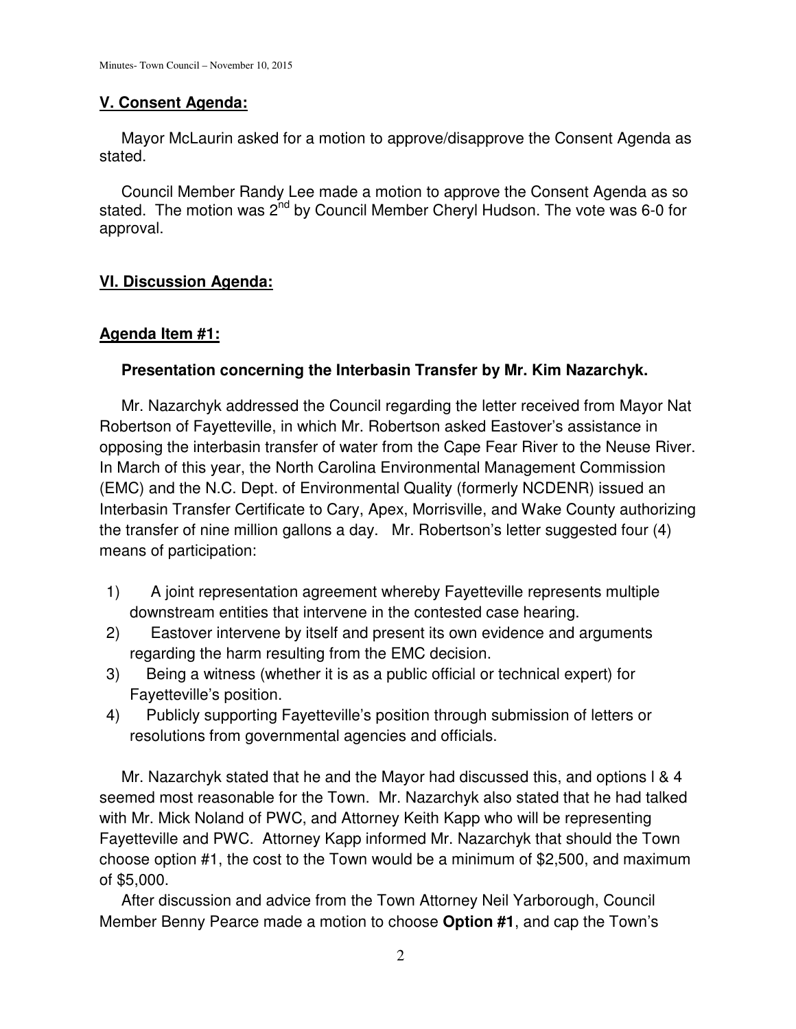**V. Consent Agenda:**

Mayor McLaurin asked for a motion to approve/disapprove the Consent Agenda as stated.

Council Member Randy Lee made a motion to approve the Consent Agenda as so stated. The motion was 2nd by Council Member Cheryl Hudson. The vote was 6-0 for approval.

**VI. Discussion Agenda:**

**Agenda Item #1:**

**Presentation concerning the Interbasin Transfer by Mr. Kim Nazarchyk.**

Mr. Nazarchyk addressed the Council regarding the letter received from Mayor Nat Robertson of Fayetteville, in which Mr. Robertson asked Eastover's assistance in opposing the interbasin transfer of water from the Cape Fear River to the Neuse River. In March of this year, the North Carolina Environmental Management Commission (EMC) and the N.C. Dept. of Environmental Quality (formerly NCDENR) issued an Interbasin Transfer Certificate to Cary, Apex, Morrisville, and Wake County authorizing the transfer of nine million gallons a day. Mr. Robertson's letter suggested four (4) means of participation:

1) A joint representation agreement whereby Fayetteville represents multiple downstream entities that intervene in the contested case hearing.
2) Eastover intervene by itself and present its own evidence and arguments regarding the harm resulting from the EMC decision.
3) Being a witness (whether it is as a public official or technical expert) for Fayetteville's position.
4) Publicly supporting Fayetteville's position through submission of letters or resolutions from governmental agencies and officials.

Mr. Nazarchyk stated that he and the Mayor had discussed this, and options l & 4 seemed most reasonable for the Town. Mr. Nazarchyk also stated that he had talked with Mr. Mick Noland of PWC, and Attorney Keith Kapp who will be representing Fayetteville and PWC. Attorney Kapp informed Mr. Nazarchyk that should the Town choose option #1, the cost to the Town would be a minimum of $2,500, and maximum of $5,000.

After discussion and advice from the Town Attorney Neil Yarborough, Council Member Benny Pearce made a motion to choose **Option #1**, and cap the Town's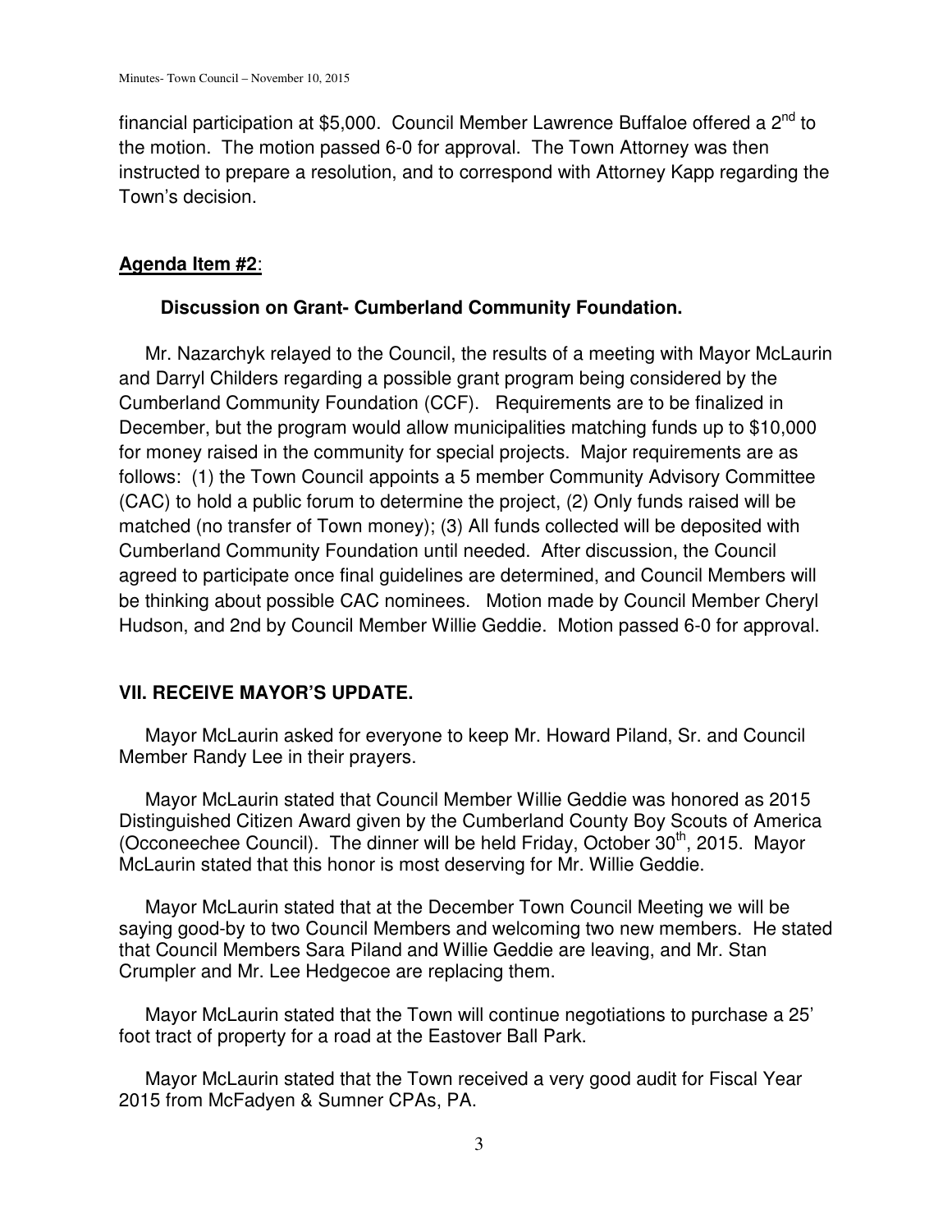financial participation at $5,000. Council Member Lawrence Buffaloe offered a 2nd to the motion. The motion passed 6-0 for approval. The Town Attorney was then instructed to prepare a resolution, and to correspond with Attorney Kapp regarding the Town's decision.

**Agenda Item #2**:

**Discussion on Grant- Cumberland Community Foundation.**

Mr. Nazarchyk relayed to the Council, the results of a meeting with Mayor McLaurin and Darryl Childers regarding a possible grant program being considered by the Cumberland Community Foundation (CCF). Requirements are to be finalized in December, but the program would allow municipalities matching funds up to $10,000 for money raised in the community for special projects. Major requirements are as follows: (1) the Town Council appoints a 5 member Community Advisory Committee (CAC) to hold a public forum to determine the project, (2) Only funds raised will be matched (no transfer of Town money); (3) All funds collected will be deposited with Cumberland Community Foundation until needed. After discussion, the Council agreed to participate once final guidelines are determined, and Council Members will be thinking about possible CAC nominees. Motion made by Council Member Cheryl Hudson, and 2nd by Council Member Willie Geddie. Motion passed 6-0 for approval.

## VII. RECEIVE MAYOR'S UPDATE.

Mayor McLaurin asked for everyone to keep Mr. Howard Piland, Sr. and Council Member Randy Lee in their prayers.

Mayor McLaurin stated that Council Member Willie Geddie was honored as 2015 Distinguished Citizen Award given by the Cumberland County Boy Scouts of America (Occoneechee Council). The dinner will be held Friday, October 30th, 2015. Mayor McLaurin stated that this honor is most deserving for Mr. Willie Geddie.

Mayor McLaurin stated that at the December Town Council Meeting we will be saying good-by to two Council Members and welcoming two new members. He stated that Council Members Sara Piland and Willie Geddie are leaving, and Mr. Stan Crumpler and Mr. Lee Hedgecoe are replacing them.

Mayor McLaurin stated that the Town will continue negotiations to purchase a 25' foot tract of property for a road at the Eastover Ball Park.

Mayor McLaurin stated that the Town received a very good audit for Fiscal Year 2015 from McFadyen & Sumner CPAs, PA.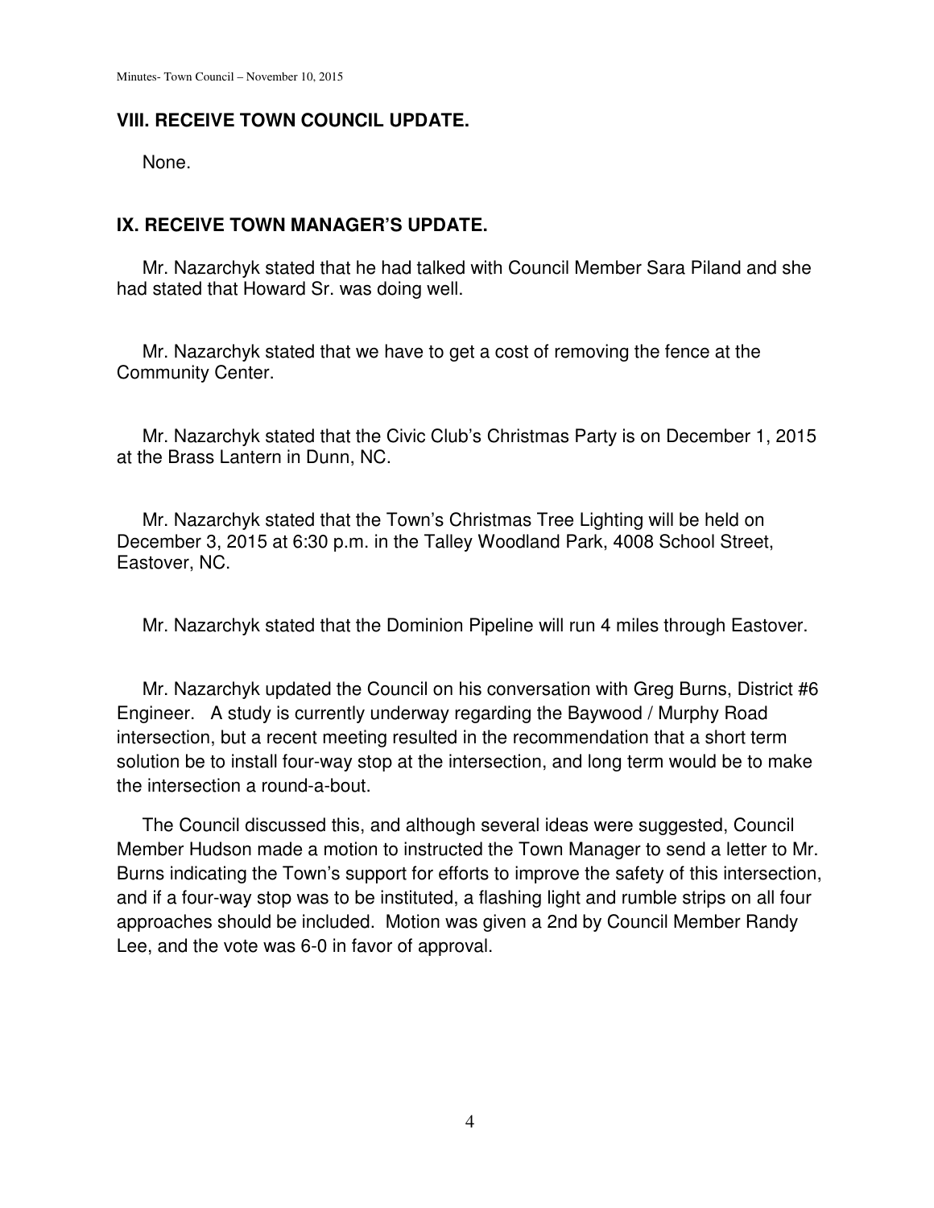## VIII. RECEIVE TOWN COUNCIL UPDATE.

None.

## IX. RECEIVE TOWN MANAGER'S UPDATE.

Mr. Nazarchyk stated that he had talked with Council Member Sara Piland and she had stated that Howard Sr. was doing well.

Mr. Nazarchyk stated that we have to get a cost of removing the fence at the Community Center.

Mr. Nazarchyk stated that the Civic Club's Christmas Party is on December 1, 2015 at the Brass Lantern in Dunn, NC.

Mr. Nazarchyk stated that the Town's Christmas Tree Lighting will be held on December 3, 2015 at 6:30 p.m. in the Talley Woodland Park, 4008 School Street, Eastover, NC.

Mr. Nazarchyk stated that the Dominion Pipeline will run 4 miles through Eastover.

Mr. Nazarchyk updated the Council on his conversation with Greg Burns, District #6 Engineer. A study is currently underway regarding the Baywood / Murphy Road intersection, but a recent meeting resulted in the recommendation that a short term solution be to install four-way stop at the intersection, and long term would be to make the intersection a round-a-bout.

The Council discussed this, and although several ideas were suggested, Council Member Hudson made a motion to instructed the Town Manager to send a letter to Mr. Burns indicating the Town's support for efforts to improve the safety of this intersection, and if a four-way stop was to be instituted, a flashing light and rumble strips on all four approaches should be included. Motion was given a 2nd by Council Member Randy Lee, and the vote was 6-0 in favor of approval.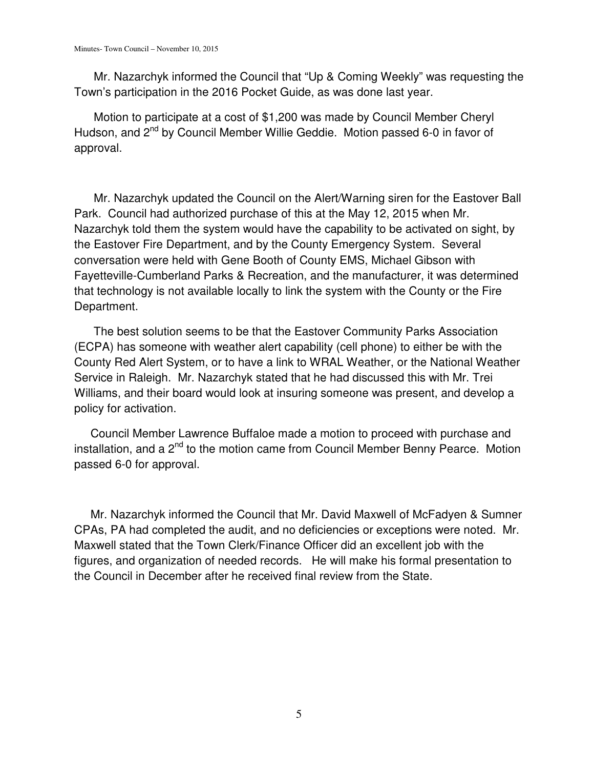Mr. Nazarchyk informed the Council that "Up & Coming Weekly" was requesting the Town's participation in the 2016 Pocket Guide, as was done last year.

Motion to participate at a cost of $1,200 was made by Council Member Cheryl Hudson, and 2nd by Council Member Willie Geddie. Motion passed 6-0 in favor of approval.

Mr. Nazarchyk updated the Council on the Alert/Warning siren for the Eastover Ball Park. Council had authorized purchase of this at the May 12, 2015 when Mr. Nazarchyk told them the system would have the capability to be activated on sight, by the Eastover Fire Department, and by the County Emergency System. Several conversation were held with Gene Booth of County EMS, Michael Gibson with Fayetteville-Cumberland Parks & Recreation, and the manufacturer, it was determined that technology is not available locally to link the system with the County or the Fire Department.

The best solution seems to be that the Eastover Community Parks Association (ECPA) has someone with weather alert capability (cell phone) to either be with the County Red Alert System, or to have a link to WRAL Weather, or the National Weather Service in Raleigh. Mr. Nazarchyk stated that he had discussed this with Mr. Trei Williams, and their board would look at insuring someone was present, and develop a policy for activation.

Council Member Lawrence Buffaloe made a motion to proceed with purchase and installation, and a 2nd to the motion came from Council Member Benny Pearce. Motion passed 6-0 for approval.

Mr. Nazarchyk informed the Council that Mr. David Maxwell of McFadyen & Sumner CPAs, PA had completed the audit, and no deficiencies or exceptions were noted. Mr. Maxwell stated that the Town Clerk/Finance Officer did an excellent job with the figures, and organization of needed records. He will make his formal presentation to the Council in December after he received final review from the State.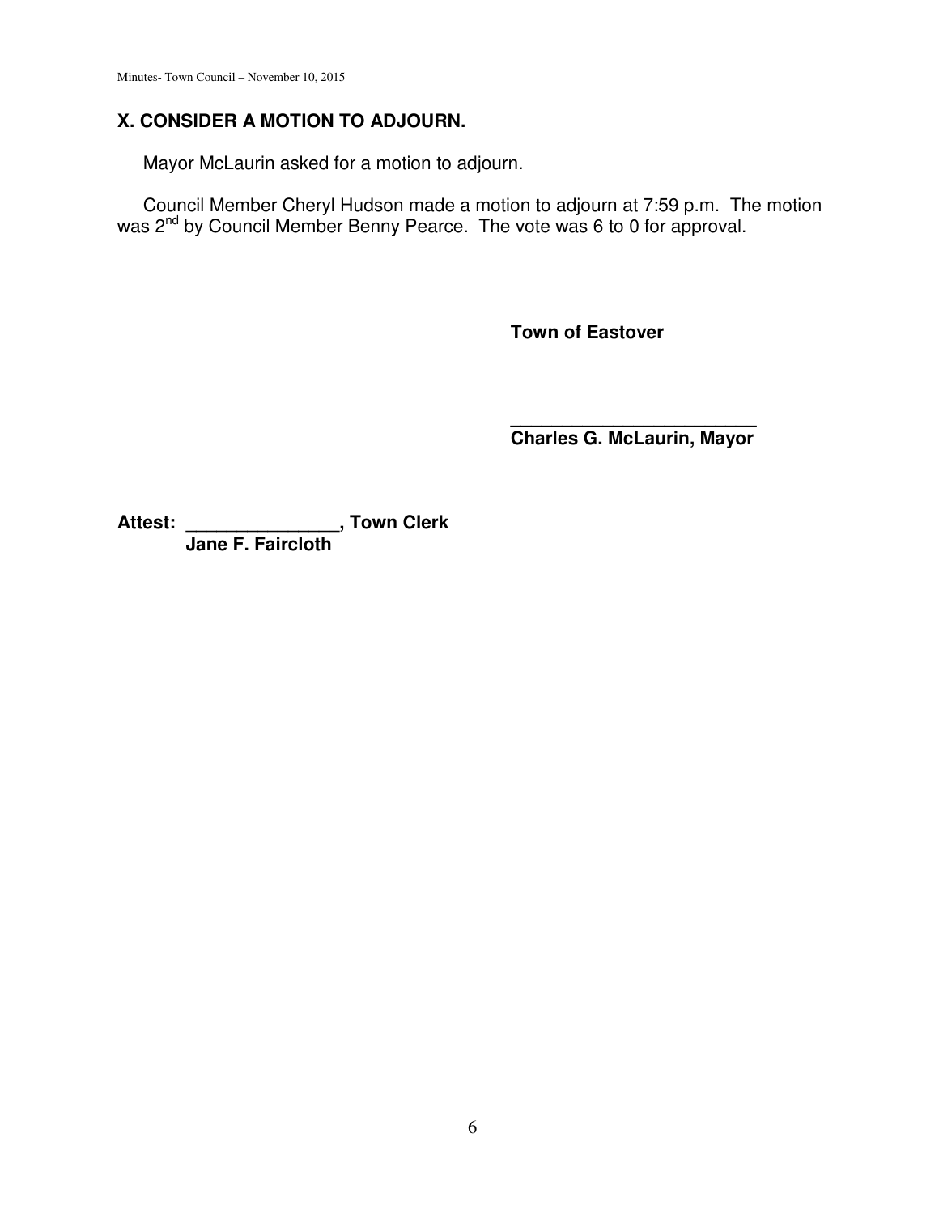## X. CONSIDER A MOTION TO ADJOURN.

Mayor McLaurin asked for a motion to adjourn.

Council Member Cheryl Hudson made a motion to adjourn at 7:59 p.m. The motion was 2nd by Council Member Benny Pearce. The vote was 6 to 0 for approval.

**Town of Eastover**

\_\_\_\_\_\_\_\_\_\_\_\_\_\_\_\_\_\_\_\_\_\_\_\_\_\_
**Charles G. McLaurin, Mayor**

**Attest: \_\_\_\_\_\_\_\_\_\_\_\_\_\_\_, Town Clerk**
**Jane F. Faircloth**